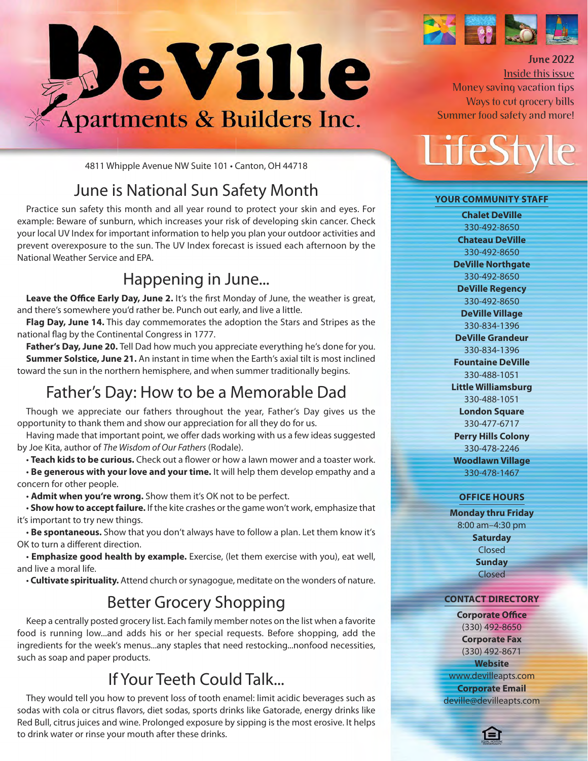# DeVille Apartments & Builders Inc.

4811 Whipple Avenue NW Suite 101 • Canton, OH 44718

June 2022

Inside this issue

Money saving vacation tips

Ways to cut grocery bills

Summer food safety and more!

LifeStyle

## June is National Sun Safety Month

Practice sun safety this month and all year round to protect your skin and eyes. For example: Beware of sunburn, which increases your risk of developing skin cancer. Check your local UV Index for important information to help you plan your outdoor activities and prevent overexposure to the sun. The UV Index forecast is issued each afternoon by the National Weather Service and EPA.

## Happening in June...

**Leave the Office Early Day, June 2.** It's the first Monday of June, the weather is great, and there's somewhere you'd rather be. Punch out early, and live a little.

**Flag Day, June 14.** This day commemorates the adoption the Stars and Stripes as the national flag by the Continental Congress in 1777.

**Father's Day, June 20.** Tell Dad how much you appreciate everything he's done for you.

**Summer Solstice, June 21.** An instant in time when the Earth's axial tilt is most inclined toward the sun in the northern hemisphere, and when summer traditionally begins.

## Father's Day: How to be a Memorable Dad

Though we appreciate our fathers throughout the year, Father's Day gives us the opportunity to thank them and show our appreciation for all they do for us.

Having made that important point, we offer dads working with us a few ideas suggested by Joe Kita, author of *The Wisdom of Our Fathers* (Rodale).

- **Teach kids to be curious.** Check out a flower or how a lawn mower and a toaster work.
- **Be generous with your love and your time.** It will help them develop empathy and a concern for other people.
- **Admit when you're wrong.** Show them it's OK not to be perfect.
- **Show how to accept failure.** If the kite crashes or the game won't work, emphasize that it's important to try new things.
- **Be spontaneous.** Show that you don't always have to follow a plan. Let them know it's OK to turn a different direction.
- **Emphasize good health by example.** Exercise, (let them exercise with you), eat well, and live a moral life.
- **Cultivate spirituality.** Attend church or synagogue, meditate on the wonders of nature.

## Better Grocery Shopping

Keep a centrally posted grocery list. Each family member notes on the list when a favorite food is running low...and adds his or her special requests. Before shopping, add the ingredients for the week's menus...any staples that need restocking...nonfood necessities, such as soap and paper products.

## If Your Teeth Could Talk...

They would tell you how to prevent loss of tooth enamel: limit acidic beverages such as sodas with cola or citrus flavors, diet sodas, sports drinks like Gatorade, energy drinks like Red Bull, citrus juices and wine. Prolonged exposure by sipping is the most erosive. It helps to drink water or rinse your mouth after these drinks.

### YOUR COMMUNITY STAFF

**Chalet DeVille**
330-492-8650

**Chateau DeVille**
330-492-8650

**DeVille Northgate**
330-492-8650

**DeVille Regency**
330-492-8650

**DeVille Village**
330-834-1396

**DeVille Grandeur**
330-834-1396

**Fountaine DeVille**
330-488-1051

**Little Williamsburg**
330-488-1051

**London Square**
330-477-6717

**Perry Hills Colony**
330-478-2246

**Woodlawn Village**
330-478-1467

### OFFICE HOURS

**Monday thru Friday**
8:00 am–4:30 pm

**Saturday**
Closed

**Sunday**
Closed

### CONTACT DIRECTORY

**Corporate Office**
(330) 492-8650

**Corporate Fax**
(330) 492-8671

**Website**
www.devilleapts.com

**Corporate Email**
deville@devilleapts.com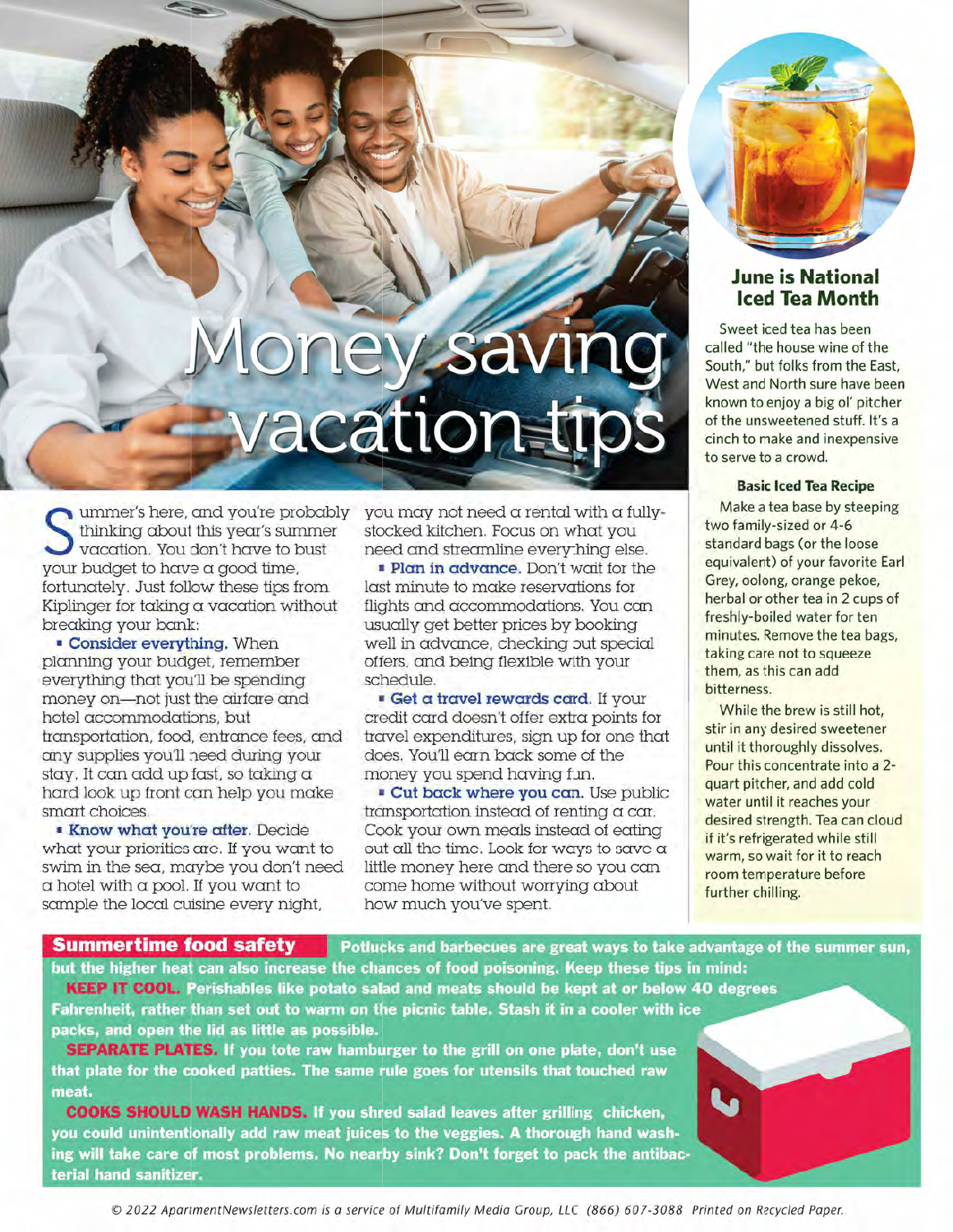# Money saving vacation tips

Summer's here, and you're probably thinking about this year's summer vacation. You don't have to bust your budget to have a good time, fortunately. Just follow these tips from Kiplinger for taking a vacation without breaking your bank:

- **Consider everything.** When planning your budget, remember everything that you'll be spending money on—not just the airfare and hotel accommodations, but transportation, food, entrance fees, and any supplies you'll need during your stay. It can add up fast, so taking a hard look up front can help you make smart choices.
- **Know what you're after.** Decide what your priorities are. If you want to swim in the sea, maybe you don't need a hotel with a pool. If you want to sample the local cuisine every night, you may not need a rental with a fully-stocked kitchen. Focus on what you need and streamline everything else.
- **Plan in advance.** Don't wait for the last minute to make reservations for flights and accommodations. You can usually get better prices by booking well in advance, checking out special offers, and being flexible with your schedule.
- **Get a travel rewards card.** If your credit card doesn't offer extra points for travel expenditures, sign up for one that does. You'll earn back some of the money you spend having fun.
- **Cut back where you can.** Use public transportation instead of renting a car. Cook your own meals instead of eating out all the time. Look for ways to save a little money here and there so you can come home without worrying about how much you've spent.

## June is National Iced Tea Month

Sweet iced tea has been called "the house wine of the South," but folks from the East, West and North sure have been known to enjoy a big ol' pitcher of the unsweetened stuff. It's a cinch to make and inexpensive to serve to a crowd.

### Basic Iced Tea Recipe

Make a tea base by steeping two family-sized or 4-6 standard bags (or the loose equivalent) of your favorite Earl Grey, oolong, orange pekoe, herbal or other tea in 2 cups of freshly-boiled water for ten minutes. Remove the tea bags, taking care not to squeeze them, as this can add bitterness.

While the brew is still hot, stir in any desired sweetener until it thoroughly dissolves. Pour this concentrate into a 2-quart pitcher, and add cold water until it reaches your desired strength. Tea can cloud if it's refrigerated while still warm, so wait for it to reach room temperature before further chilling.

## Summertime food safety

Potlucks and barbecues are great ways to take advantage of the summer sun, but the higher heat can also increase the chances of food poisoning. Keep these tips in mind:

**KEEP IT COOL.** Perishables like potato salad and meats should be kept at or below 40 degrees Fahrenheit, rather than set out to warm on the picnic table. Stash it in a cooler with ice packs, and open the lid as little as possible.

**SEPARATE PLATES.** If you tote raw hamburger to the grill on one plate, don't use that plate for the cooked patties. The same rule goes for utensils that touched raw meat.

**COOKS SHOULD WASH HANDS.** If you shred salad leaves after grilling chicken, you could unintentionally add raw meat juices to the veggies. A thorough hand washing will take care of most problems. No nearby sink? Don't forget to pack the antibacterial hand sanitizer.

© 2022 ApartmentNewsletters.com is a service of Multifamily Media Group, LLC (866) 607-3088 Printed on Recycled Paper.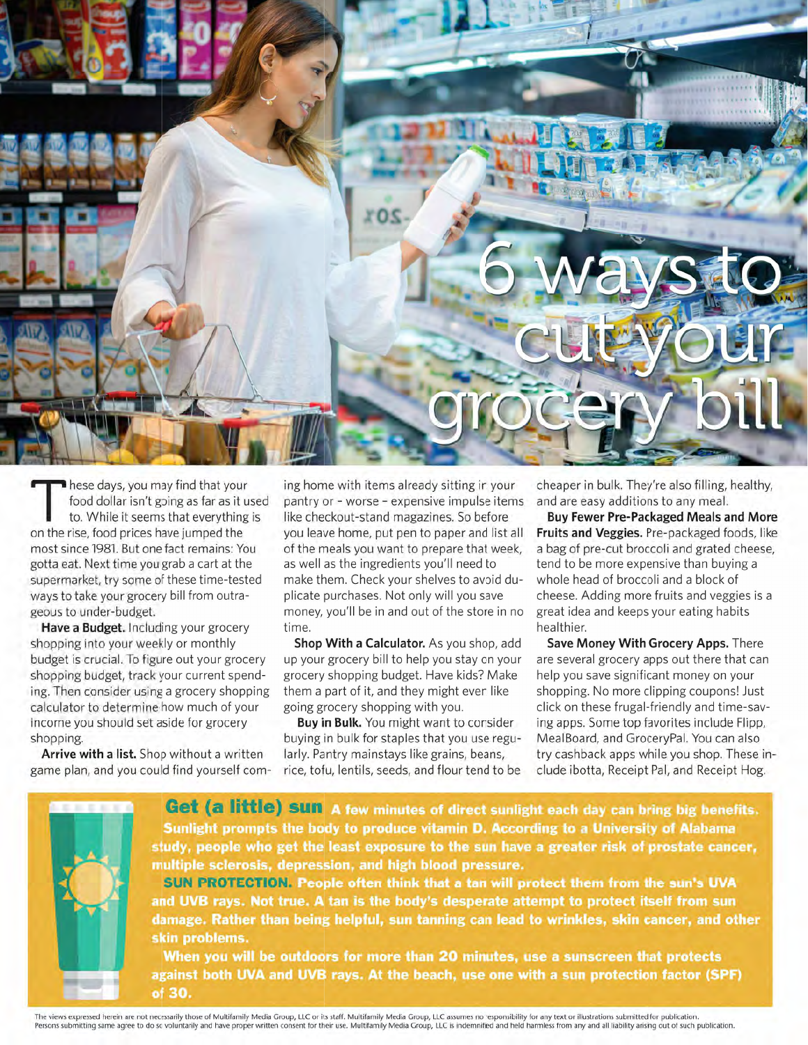# 6 ways to cut your grocery bill

These days, you may find that your food dollar isn't going as far as it used to. While it seems that everything is on the rise, food prices have jumped the most since 1981. But one fact remains: You gotta eat. Next time you grab a cart at the supermarket, try some of these time-tested ways to take your grocery bill from outrageous to under-budget.

**Have a Budget.** Including your grocery shopping into your weekly or monthly budget is crucial. To figure out your grocery shopping budget, track your current spending. Then consider using a grocery shopping calculator to determine how much of your income you should set aside for grocery shopping.

**Arrive with a list.** Shop without a written game plan, and you could find yourself coming home with items already sitting in your pantry or – worse – expensive impulse items like checkout-stand magazines. So before you leave home, put pen to paper and list all of the meals you want to prepare that week, as well as the ingredients you'll need to make them. Check your shelves to avoid duplicate purchases. Not only will you save money, you'll be in and out of the store in no time.

**Shop With a Calculator.** As you shop, add up your grocery bill to help you stay on your grocery shopping budget. Have kids? Make them a part of it, and they might ever like going grocery shopping with you.

**Buy in Bulk.** You might want to consider buying in bulk for staples that you use regularly. Pantry mainstays like grains, beans, rice, tofu, lentils, seeds, and flour tend to be cheaper in bulk. They're also filling, healthy, and are easy additions to any meal.

**Buy Fewer Pre-Packaged Meals and More Fruits and Veggies.** Pre-packaged foods, like a bag of pre-cut broccoli and grated cheese, tend to be more expensive than buying a whole head of broccoli and a block of cheese. Adding more fruits and veggies is a great idea and keeps your eating habits healthier.

**Save Money With Grocery Apps.** There are several grocery apps out there that can help you save significant money on your shopping. No more clipping coupons! Just click on these frugal-friendly and time-saving apps. Some top favorites include Flipp, MealBoard, and GroceryPal. You can also try cashback apps while you shop. These include ibotta, Receipt Pal, and Receipt Hog.

**Get (a little) sun** A few minutes of direct sunlight each day can bring big benefits. Sunlight prompts the body to produce vitamin D. According to a University of Alabama study, people who get the least exposure to the sun have a greater risk of prostate cancer, multiple sclerosis, depression, and high blood pressure.

**SUN PROTECTION.** People often think that a tan will protect them from the sun's UVA and UVB rays. Not true. A tan is the body's desperate attempt to protect itself from sun damage. Rather than being helpful, sun tanning can lead to wrinkles, skin cancer, and other skin problems.

When you will be outdoors for more than 20 minutes, use a sunscreen that protects against both UVA and UVB rays. At the beach, use one with a sun protection factor (SPF) of 30.

The views expressed herein are not necessarily those of Multifamily Media Group, LLC or its staff. Multifamily Media Group, LLC assumes no responsibility for any text or illustrations submitted for publication. Persons submitting same agree to do so voluntarily and have proper written consent for their use. Multifamily Media Group, LLC is indemnified and held harmless from any and all liability arising out of such publication.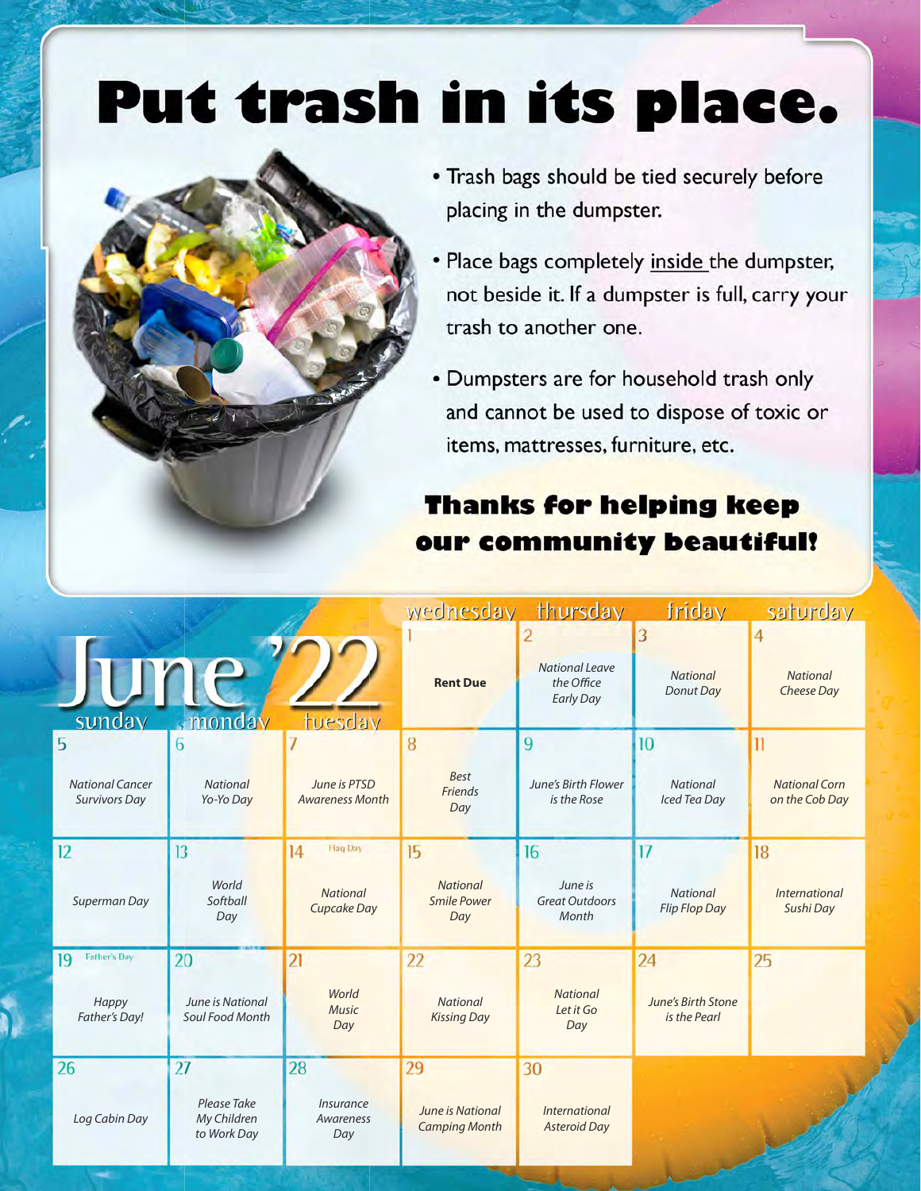# Put trash in its place.

- Trash bags should be tied securely before placing in the dumpster.
- Place bags completely inside the dumpster, not beside it. If a dumpster is full, carry your trash to another one.
- Dumpsters are for household trash only and cannot be used to dispose of toxic or items, mattresses, furniture, etc.

**Thanks for helping keep our community beautiful!**

## June '22

| sunday | monday | tuesday | wednesday | thursday | friday | saturday |
|---|---|---|---|---|---|---|
| | | | 1 **Rent Due** | 2 *National Leave the Office Early Day* | 3 *National Donut Day* | 4 *National Cheese Day* |
| 5 *National Cancer Survivors Day* | 6 *National Yo-Yo Day* | 7 *June is PTSD Awareness Month* | 8 *Best Friends Day* | 9 *June's Birth Flower is the Rose* | 10 *National Iced Tea Day* | 11 *National Corn on the Cob Day* |
| 12 *Superman Day* | 13 *World Softball Day* | 14 Flag Day *National Cupcake Day* | 15 *National Smile Power Day* | 16 *June is Great Outdoors Month* | 17 *National Flip Flop Day* | 18 *International Sushi Day* |
| 19 Father's Day *Happy Father's Day!* | 20 *June is National Soul Food Month* | 21 *World Music Day* | 22 *National Kissing Day* | 23 *National Let it Go Day* | 24 *June's Birth Stone is the Pearl* | 25 |
| 26 *Log Cabin Day* | 27 *Please Take My Children to Work Day* | 28 *Insurance Awareness Day* | 29 *June is National Camping Month* | 30 *International Asteroid Day* | | |